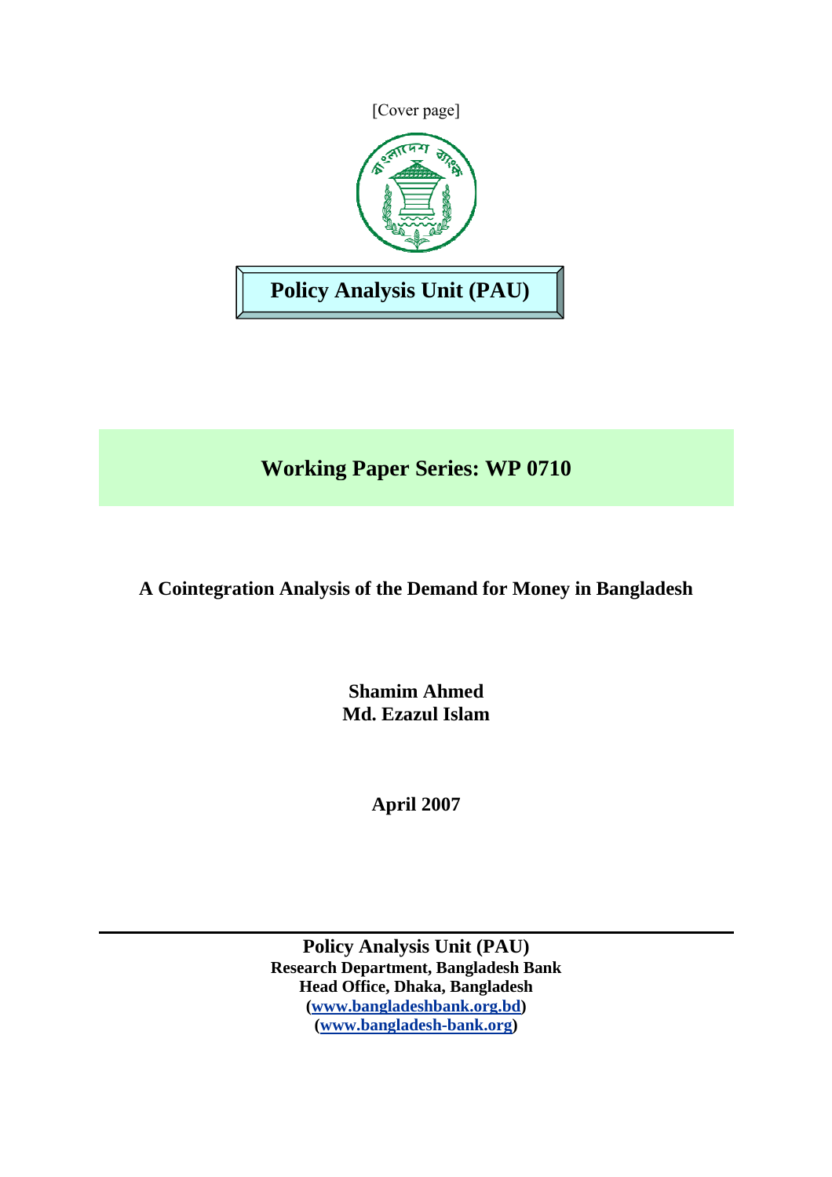[Cover page]

**Policy Analysis Unit (PAU)**

## Working Paper Series: WP 0710

# A Cointegration Analysis of the Demand for Money in Bangladesh

**Shamim Ahmed**
**Md. Ezazul Islam**

**April 2007**

---

**Policy Analysis Unit (PAU)**
**Research Department, Bangladesh Bank**
**Head Office, Dhaka, Bangladesh**
**(www.bangladeshbank.org.bd)**
**(www.bangladesh-bank.org)**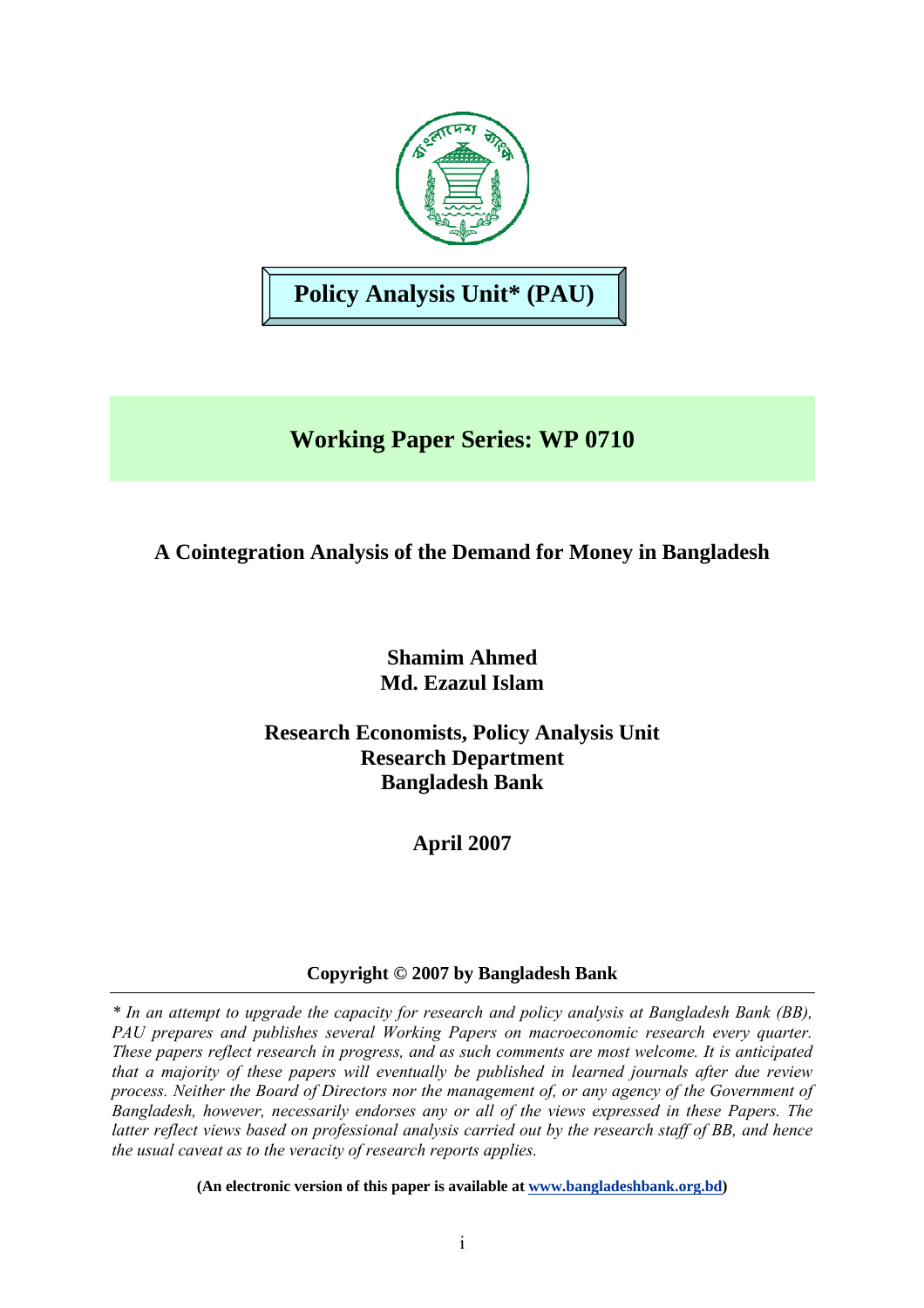**Policy Analysis Unit* (PAU)**

## Working Paper Series: WP 0710

# A Cointegration Analysis of the Demand for Money in Bangladesh

**Shamim Ahmed**
**Md. Ezazul Islam**

**Research Economists, Policy Analysis Unit**
**Research Department**
**Bangladesh Bank**

**April 2007**

**Copyright © 2007 by Bangladesh Bank**

---

*\* In an attempt to upgrade the capacity for research and policy analysis at Bangladesh Bank (BB), PAU prepares and publishes several Working Papers on macroeconomic research every quarter. These papers reflect research in progress, and as such comments are most welcome. It is anticipated that a majority of these papers will eventually be published in learned journals after due review process. Neither the Board of Directors nor the management of, or any agency of the Government of Bangladesh, however, necessarily endorses any or all of the views expressed in these Papers. The latter reflect views based on professional analysis carried out by the research staff of BB, and hence the usual caveat as to the veracity of research reports applies.*

**(An electronic version of this paper is available at www.bangladeshbank.org.bd)**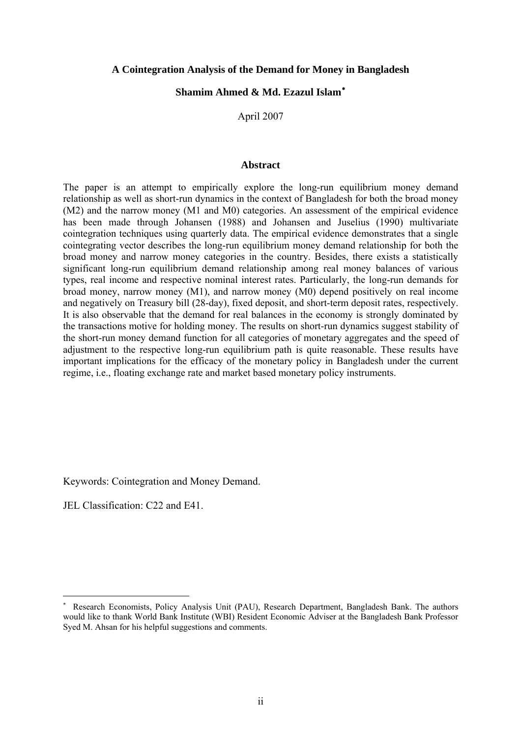# A Cointegration Analysis of the Demand for Money in Bangladesh

**Shamim Ahmed & Md. Ezazul Islam***

April 2007

## Abstract

The paper is an attempt to empirically explore the long-run equilibrium money demand relationship as well as short-run dynamics in the context of Bangladesh for both the broad money (M2) and the narrow money (M1 and M0) categories. An assessment of the empirical evidence has been made through Johansen (1988) and Johansen and Juselius (1990) multivariate cointegration techniques using quarterly data. The empirical evidence demonstrates that a single cointegrating vector describes the long-run equilibrium money demand relationship for both the broad money and narrow money categories in the country. Besides, there exists a statistically significant long-run equilibrium demand relationship among real money balances of various types, real income and respective nominal interest rates. Particularly, the long-run demands for broad money, narrow money (M1), and narrow money (M0) depend positively on real income and negatively on Treasury bill (28-day), fixed deposit, and short-term deposit rates, respectively. It is also observable that the demand for real balances in the economy is strongly dominated by the transactions motive for holding money. The results on short-run dynamics suggest stability of the short-run money demand function for all categories of monetary aggregates and the speed of adjustment to the respective long-run equilibrium path is quite reasonable. These results have important implications for the efficacy of the monetary policy in Bangladesh under the current regime, i.e., floating exchange rate and market based monetary policy instruments.

Keywords: Cointegration and Money Demand.

JEL Classification: C22 and E41.

---

* Research Economists, Policy Analysis Unit (PAU), Research Department, Bangladesh Bank. The authors would like to thank World Bank Institute (WBI) Resident Economic Adviser at the Bangladesh Bank Professor Syed M. Ahsan for his helpful suggestions and comments.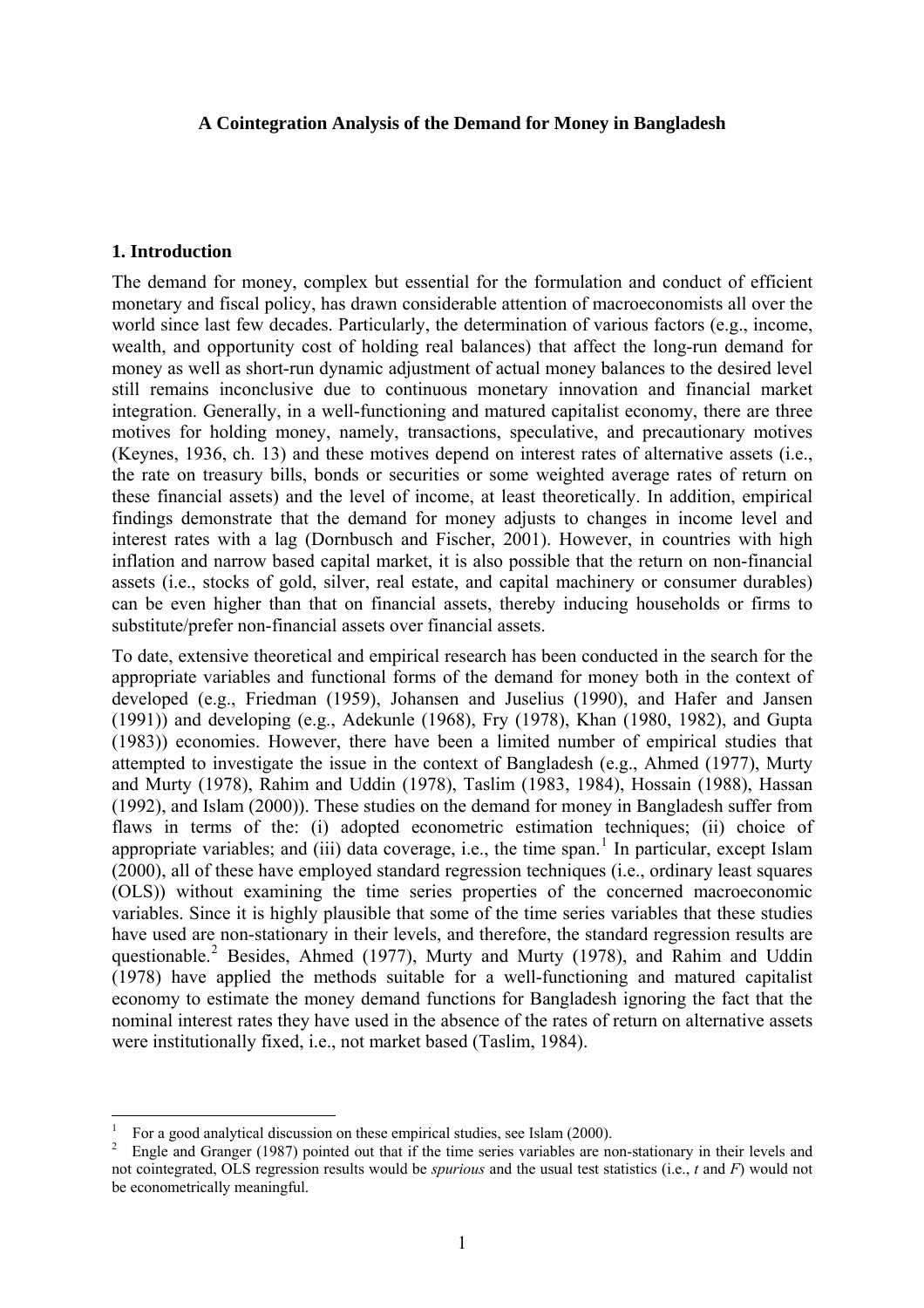**A Cointegration Analysis of the Demand for Money in Bangladesh**

## 1. Introduction

The demand for money, complex but essential for the formulation and conduct of efficient monetary and fiscal policy, has drawn considerable attention of macroeconomists all over the world since last few decades. Particularly, the determination of various factors (e.g., income, wealth, and opportunity cost of holding real balances) that affect the long-run demand for money as well as short-run dynamic adjustment of actual money balances to the desired level still remains inconclusive due to continuous monetary innovation and financial market integration. Generally, in a well-functioning and matured capitalist economy, there are three motives for holding money, namely, transactions, speculative, and precautionary motives (Keynes, 1936, ch. 13) and these motives depend on interest rates of alternative assets (i.e., the rate on treasury bills, bonds or securities or some weighted average rates of return on these financial assets) and the level of income, at least theoretically. In addition, empirical findings demonstrate that the demand for money adjusts to changes in income level and interest rates with a lag (Dornbusch and Fischer, 2001). However, in countries with high inflation and narrow based capital market, it is also possible that the return on non-financial assets (i.e., stocks of gold, silver, real estate, and capital machinery or consumer durables) can be even higher than that on financial assets, thereby inducing households or firms to substitute/prefer non-financial assets over financial assets.

To date, extensive theoretical and empirical research has been conducted in the search for the appropriate variables and functional forms of the demand for money both in the context of developed (e.g., Friedman (1959), Johansen and Juselius (1990), and Hafer and Jansen (1991)) and developing (e.g., Adekunle (1968), Fry (1978), Khan (1980, 1982), and Gupta (1983)) economies. However, there have been a limited number of empirical studies that attempted to investigate the issue in the context of Bangladesh (e.g., Ahmed (1977), Murty and Murty (1978), Rahim and Uddin (1978), Taslim (1983, 1984), Hossain (1988), Hassan (1992), and Islam (2000)). These studies on the demand for money in Bangladesh suffer from flaws in terms of the: (i) adopted econometric estimation techniques; (ii) choice of appropriate variables; and (iii) data coverage, i.e., the time span.[1] In particular, except Islam (2000), all of these have employed standard regression techniques (i.e., ordinary least squares (OLS)) without examining the time series properties of the concerned macroeconomic variables. Since it is highly plausible that some of the time series variables that these studies have used are non-stationary in their levels, and therefore, the standard regression results are questionable.[2] Besides, Ahmed (1977), Murty and Murty (1978), and Rahim and Uddin (1978) have applied the methods suitable for a well-functioning and matured capitalist economy to estimate the money demand functions for Bangladesh ignoring the fact that the nominal interest rates they have used in the absence of the rates of return on alternative assets were institutionally fixed, i.e., not market based (Taslim, 1984).

---

[1] For a good analytical discussion on these empirical studies, see Islam (2000).

[2] Engle and Granger (1987) pointed out that if the time series variables are non-stationary in their levels and not cointegrated, OLS regression results would be *spurious* and the usual test statistics (i.e., $t$ and $F$) would not be econometrically meaningful.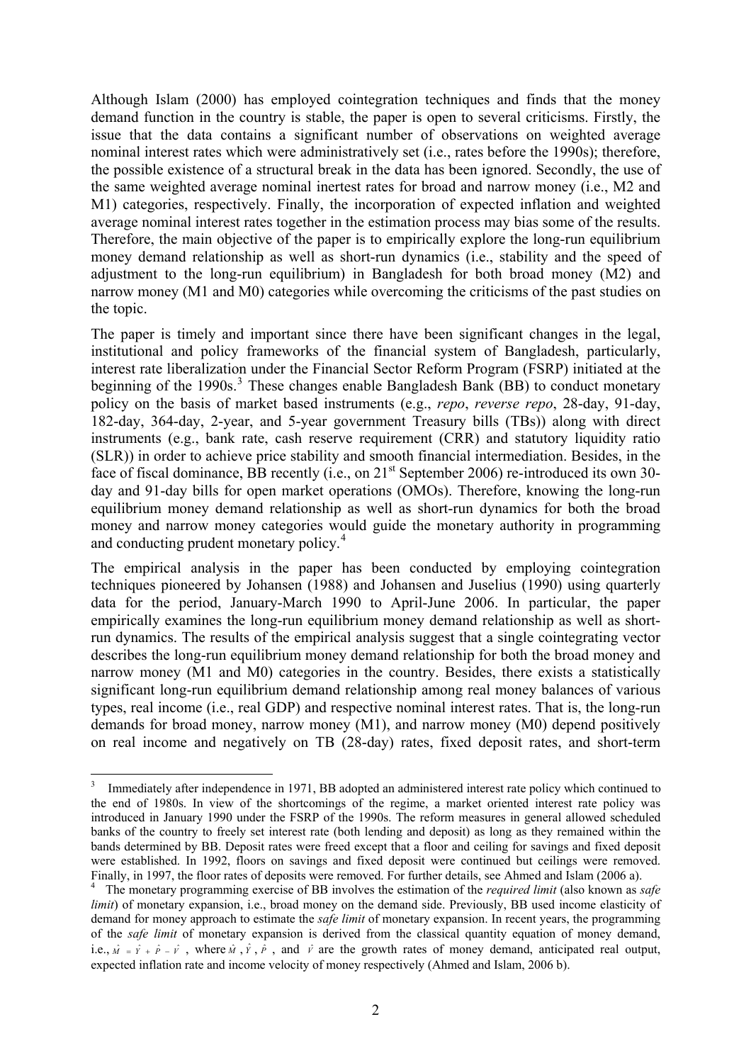Although Islam (2000) has employed cointegration techniques and finds that the money demand function in the country is stable, the paper is open to several criticisms. Firstly, the issue that the data contains a significant number of observations on weighted average nominal interest rates which were administratively set (i.e., rates before the 1990s); therefore, the possible existence of a structural break in the data has been ignored. Secondly, the use of the same weighted average nominal inertest rates for broad and narrow money (i.e., M2 and M1) categories, respectively. Finally, the incorporation of expected inflation and weighted average nominal interest rates together in the estimation process may bias some of the results. Therefore, the main objective of the paper is to empirically explore the long-run equilibrium money demand relationship as well as short-run dynamics (i.e., stability and the speed of adjustment to the long-run equilibrium) in Bangladesh for both broad money (M2) and narrow money (M1 and M0) categories while overcoming the criticisms of the past studies on the topic.

The paper is timely and important since there have been significant changes in the legal, institutional and policy frameworks of the financial system of Bangladesh, particularly, interest rate liberalization under the Financial Sector Reform Program (FSRP) initiated at the beginning of the 1990s.[3] These changes enable Bangladesh Bank (BB) to conduct monetary policy on the basis of market based instruments (e.g., *repo*, *reverse repo*, 28-day, 91-day, 182-day, 364-day, 2-year, and 5-year government Treasury bills (TBs)) along with direct instruments (e.g., bank rate, cash reserve requirement (CRR) and statutory liquidity ratio (SLR)) in order to achieve price stability and smooth financial intermediation. Besides, in the face of fiscal dominance, BB recently (i.e., on 21st September 2006) re-introduced its own 30-day and 91-day bills for open market operations (OMOs). Therefore, knowing the long-run equilibrium money demand relationship as well as short-run dynamics for both the broad money and narrow money categories would guide the monetary authority in programming and conducting prudent monetary policy.[4]

The empirical analysis in the paper has been conducted by employing cointegration techniques pioneered by Johansen (1988) and Johansen and Juselius (1990) using quarterly data for the period, January-March 1990 to April-June 2006. In particular, the paper empirically examines the long-run equilibrium money demand relationship as well as short-run dynamics. The results of the empirical analysis suggest that a single cointegrating vector describes the long-run equilibrium money demand relationship for both the broad money and narrow money (M1 and M0) categories in the country. Besides, there exists a statistically significant long-run equilibrium demand relationship among real money balances of various types, real income (i.e., real GDP) and respective nominal interest rates. That is, the long-run demands for broad money, narrow money (M1), and narrow money (M0) depend positively on real income and negatively on TB (28-day) rates, fixed deposit rates, and short-term

---

[3] Immediately after independence in 1971, BB adopted an administered interest rate policy which continued to the end of 1980s. In view of the shortcomings of the regime, a market oriented interest rate policy was introduced in January 1990 under the FSRP of the 1990s. The reform measures in general allowed scheduled banks of the country to freely set interest rate (both lending and deposit) as long as they remained within the bands determined by BB. Deposit rates were freed except that a floor and ceiling for savings and fixed deposit were established. In 1992, floors on savings and fixed deposit were continued but ceilings were removed. Finally, in 1997, the floor rates of deposits were removed. For further details, see Ahmed and Islam (2006 a).

[4] The monetary programming exercise of BB involves the estimation of the *required limit* (also known as *safe limit*) of monetary expansion, i.e., broad money on the demand side. Previously, BB used income elasticity of demand for money approach to estimate the *safe limit* of monetary expansion. In recent years, the programming of the *safe limit* of monetary expansion is derived from the classical quantity equation of money demand, i.e., $\hat{M} = \hat{Y} + \hat{P} - \hat{V}$, where $\hat{M}$, $\hat{Y}$, $\hat{P}$, and $\hat{V}$ are the growth rates of money demand, anticipated real output, expected inflation rate and income velocity of money respectively (Ahmed and Islam, 2006 b).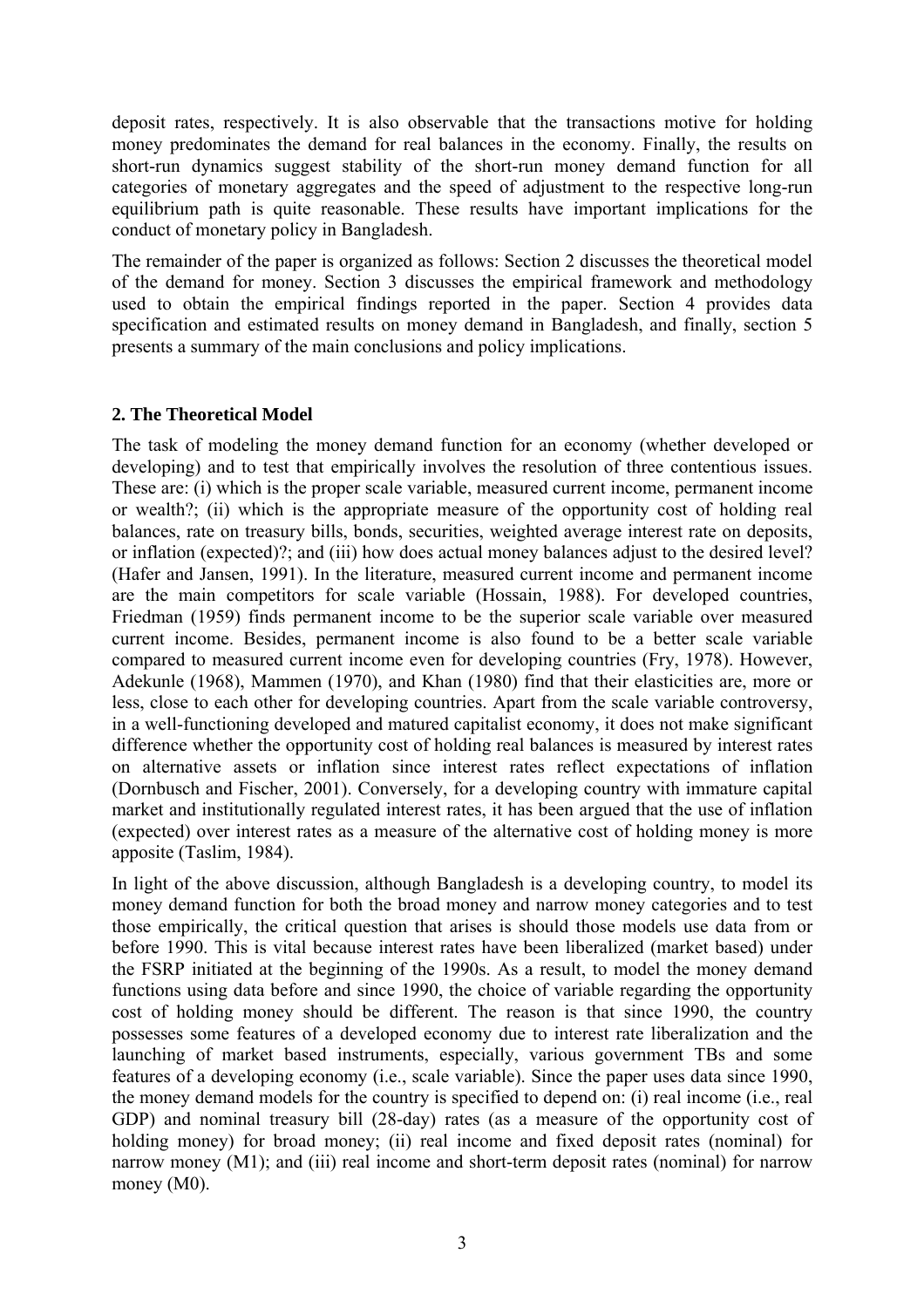deposit rates, respectively. It is also observable that the transactions motive for holding money predominates the demand for real balances in the economy. Finally, the results on short-run dynamics suggest stability of the short-run money demand function for all categories of monetary aggregates and the speed of adjustment to the respective long-run equilibrium path is quite reasonable. These results have important implications for the conduct of monetary policy in Bangladesh.

The remainder of the paper is organized as follows: Section 2 discusses the theoretical model of the demand for money. Section 3 discusses the empirical framework and methodology used to obtain the empirical findings reported in the paper. Section 4 provides data specification and estimated results on money demand in Bangladesh, and finally, section 5 presents a summary of the main conclusions and policy implications.

## 2. The Theoretical Model

The task of modeling the money demand function for an economy (whether developed or developing) and to test that empirically involves the resolution of three contentious issues. These are: (i) which is the proper scale variable, measured current income, permanent income or wealth?; (ii) which is the appropriate measure of the opportunity cost of holding real balances, rate on treasury bills, bonds, securities, weighted average interest rate on deposits, or inflation (expected)?; and (iii) how does actual money balances adjust to the desired level? (Hafer and Jansen, 1991). In the literature, measured current income and permanent income are the main competitors for scale variable (Hossain, 1988). For developed countries, Friedman (1959) finds permanent income to be the superior scale variable over measured current income. Besides, permanent income is also found to be a better scale variable compared to measured current income even for developing countries (Fry, 1978). However, Adekunle (1968), Mammen (1970), and Khan (1980) find that their elasticities are, more or less, close to each other for developing countries. Apart from the scale variable controversy, in a well-functioning developed and matured capitalist economy, it does not make significant difference whether the opportunity cost of holding real balances is measured by interest rates on alternative assets or inflation since interest rates reflect expectations of inflation (Dornbusch and Fischer, 2001). Conversely, for a developing country with immature capital market and institutionally regulated interest rates, it has been argued that the use of inflation (expected) over interest rates as a measure of the alternative cost of holding money is more apposite (Taslim, 1984).

In light of the above discussion, although Bangladesh is a developing country, to model its money demand function for both the broad money and narrow money categories and to test those empirically, the critical question that arises is should those models use data from or before 1990. This is vital because interest rates have been liberalized (market based) under the FSRP initiated at the beginning of the 1990s. As a result, to model the money demand functions using data before and since 1990, the choice of variable regarding the opportunity cost of holding money should be different. The reason is that since 1990, the country possesses some features of a developed economy due to interest rate liberalization and the launching of market based instruments, especially, various government TBs and some features of a developing economy (i.e., scale variable). Since the paper uses data since 1990, the money demand models for the country is specified to depend on: (i) real income (i.e., real GDP) and nominal treasury bill (28-day) rates (as a measure of the opportunity cost of holding money) for broad money; (ii) real income and fixed deposit rates (nominal) for narrow money (M1); and (iii) real income and short-term deposit rates (nominal) for narrow money (M0).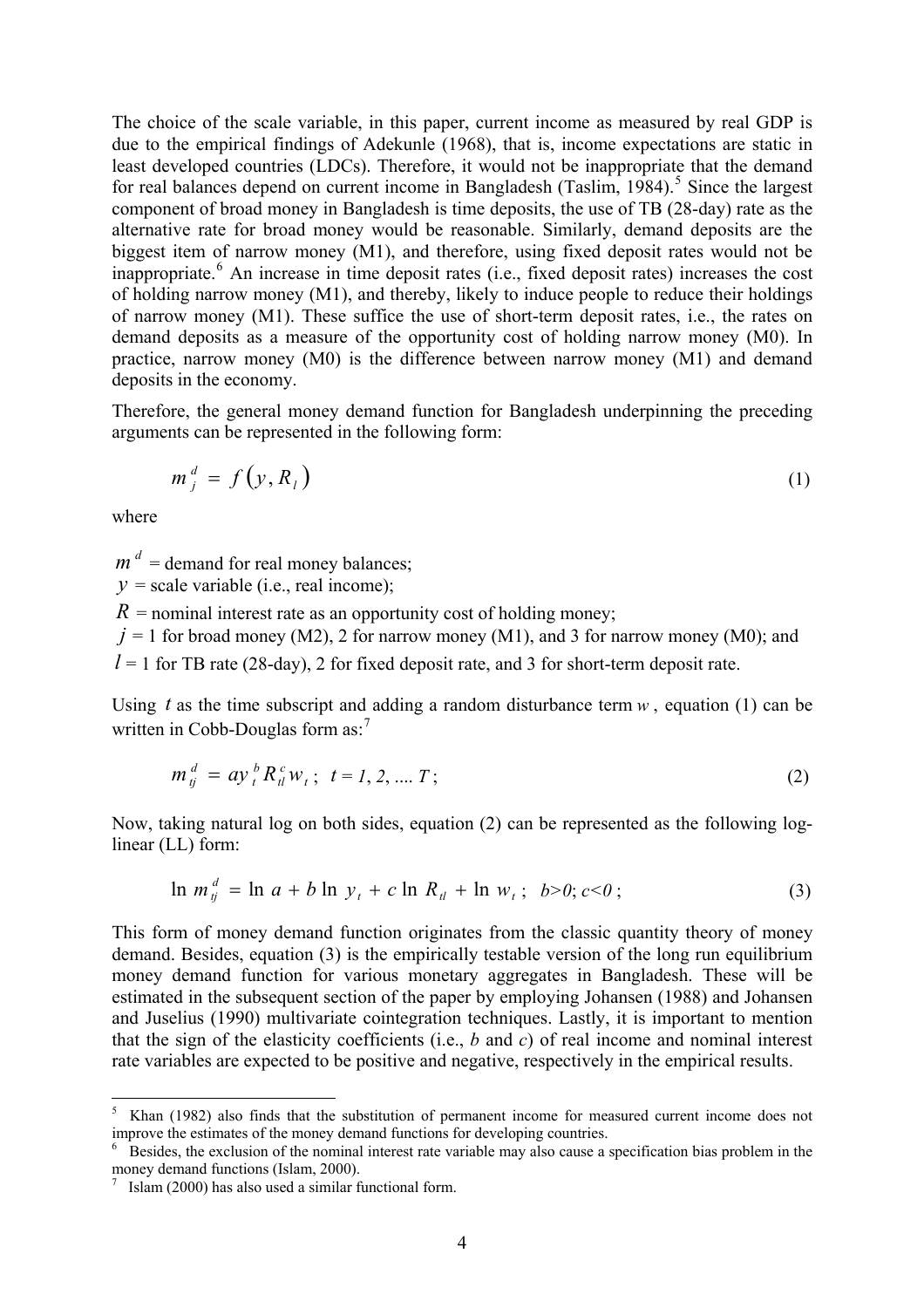The choice of the scale variable, in this paper, current income as measured by real GDP is due to the empirical findings of Adekunle (1968), that is, income expectations are static in least developed countries (LDCs). Therefore, it would not be inappropriate that the demand for real balances depend on current income in Bangladesh (Taslim, 1984).[5] Since the largest component of broad money in Bangladesh is time deposits, the use of TB (28-day) rate as the alternative rate for broad money would be reasonable. Similarly, demand deposits are the biggest item of narrow money (M1), and therefore, using fixed deposit rates would not be inappropriate.[6] An increase in time deposit rates (i.e., fixed deposit rates) increases the cost of holding narrow money (M1), and thereby, likely to induce people to reduce their holdings of narrow money (M1). These suffice the use of short-term deposit rates, i.e., the rates on demand deposits as a measure of the opportunity cost of holding narrow money (M0). In practice, narrow money (M0) is the difference between narrow money (M1) and demand deposits in the economy.

Therefore, the general money demand function for Bangladesh underpinning the preceding arguments can be represented in the following form:

$$m_j^d = f\left(y, R_l\right) \tag{1}$$

where

$m^d$ = demand for real money balances;
$y$ = scale variable (i.e., real income);
$R$ = nominal interest rate as an opportunity cost of holding money;
$j$ = 1 for broad money (M2), 2 for narrow money (M1), and 3 for narrow money (M0); and
$l$ = 1 for TB rate (28-day), 2 for fixed deposit rate, and 3 for short-term deposit rate.

Using $t$ as the time subscript and adding a random disturbance term $w$, equation (1) can be written in Cobb-Douglas form as:[7]

$$m_{tj}^d = a y_t^b R_{tl}^c w_t; \quad t = 1, 2, \ldots T; \tag{2}$$

Now, taking natural log on both sides, equation (2) can be represented as the following log-linear (LL) form:

$$\ln m_{tj}^d = \ln a + b \ln y_t + c \ln R_{tl} + \ln w_t; \quad b>0; c<0; \tag{3}$$

This form of money demand function originates from the classic quantity theory of money demand. Besides, equation (3) is the empirically testable version of the long run equilibrium money demand function for various monetary aggregates in Bangladesh. These will be estimated in the subsequent section of the paper by employing Johansen (1988) and Johansen and Juselius (1990) multivariate cointegration techniques. Lastly, it is important to mention that the sign of the elasticity coefficients (i.e., $b$ and $c$) of real income and nominal interest rate variables are expected to be positive and negative, respectively in the empirical results.

---

[5] Khan (1982) also finds that the substitution of permanent income for measured current income does not improve the estimates of the money demand functions for developing countries.

[6] Besides, the exclusion of the nominal interest rate variable may also cause a specification bias problem in the money demand functions (Islam, 2000).

[7] Islam (2000) has also used a similar functional form.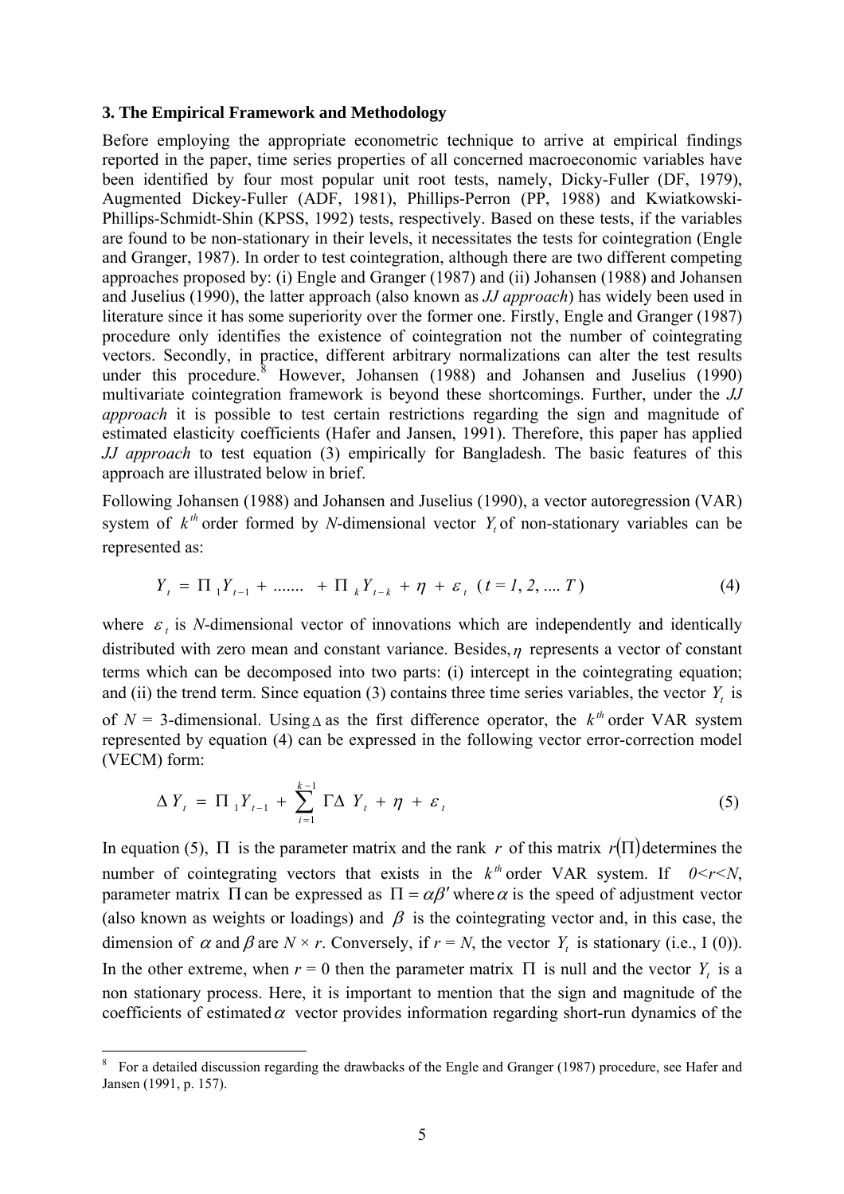### 3. The Empirical Framework and Methodology

Before employing the appropriate econometric technique to arrive at empirical findings reported in the paper, time series properties of all concerned macroeconomic variables have been identified by four most popular unit root tests, namely, Dicky-Fuller (DF, 1979), Augmented Dickey-Fuller (ADF, 1981), Phillips-Perron (PP, 1988) and Kwiatkowski-Phillips-Schmidt-Shin (KPSS, 1992) tests, respectively. Based on these tests, if the variables are found to be non-stationary in their levels, it necessitates the tests for cointegration (Engle and Granger, 1987). In order to test cointegration, although there are two different competing approaches proposed by: (i) Engle and Granger (1987) and (ii) Johansen (1988) and Johansen and Juselius (1990), the latter approach (also known as *JJ approach*) has widely been used in literature since it has some superiority over the former one. Firstly, Engle and Granger (1987) procedure only identifies the existence of cointegration not the number of cointegrating vectors. Secondly, in practice, different arbitrary normalizations can alter the test results under this procedure.[8] However, Johansen (1988) and Johansen and Juselius (1990) multivariate cointegration framework is beyond these shortcomings. Further, under the *JJ approach* it is possible to test certain restrictions regarding the sign and magnitude of estimated elasticity coefficients (Hafer and Jansen, 1991). Therefore, this paper has applied *JJ approach* to test equation (3) empirically for Bangladesh. The basic features of this approach are illustrated below in brief.

Following Johansen (1988) and Johansen and Juselius (1990), a vector autoregression (VAR) system of $k^{th}$ order formed by *N*-dimensional vector $Y_t$ of non-stationary variables can be represented as:

$$Y_t = \Pi_1 Y_{t-1} + \ldots\ldots + \Pi_k Y_{t-k} + \eta + \varepsilon_t \quad (t = 1, 2, \ldots. T) \tag{4}$$

where $\varepsilon_t$ is *N*-dimensional vector of innovations which are independently and identically distributed with zero mean and constant variance. Besides, $\eta$ represents a vector of constant terms which can be decomposed into two parts: (i) intercept in the cointegrating equation; and (ii) the trend term. Since equation (3) contains three time series variables, the vector $Y_t$ is of $N$ = 3-dimensional. Using $\Delta$ as the first difference operator, the $k^{th}$ order VAR system represented by equation (4) can be expressed in the following vector error-correction model (VECM) form:

$$\Delta Y_t = \Pi_1 Y_{t-1} + \sum_{i=1}^{k-1} \Gamma \Delta Y_t + \eta + \varepsilon_t \tag{5}$$

In equation (5), $\Pi$ is the parameter matrix and the rank $r$ of this matrix $r(\Pi)$ determines the number of cointegrating vectors that exists in the $k^{th}$ order VAR system. If $0<r<N$, parameter matrix $\Pi$ can be expressed as $\Pi = \alpha\beta'$ where $\alpha$ is the speed of adjustment vector (also known as weights or loadings) and $\beta$ is the cointegrating vector and, in this case, the dimension of $\alpha$ and $\beta$ are $N \times r$. Conversely, if $r = N$, the vector $Y_t$ is stationary (i.e., I (0)). In the other extreme, when $r$ = 0 then the parameter matrix $\Pi$ is null and the vector $Y_t$ is a non stationary process. Here, it is important to mention that the sign and magnitude of the coefficients of estimated $\alpha$ vector provides information regarding short-run dynamics of the

[8] For a detailed discussion regarding the drawbacks of the Engle and Granger (1987) procedure, see Hafer and Jansen (1991, p. 157).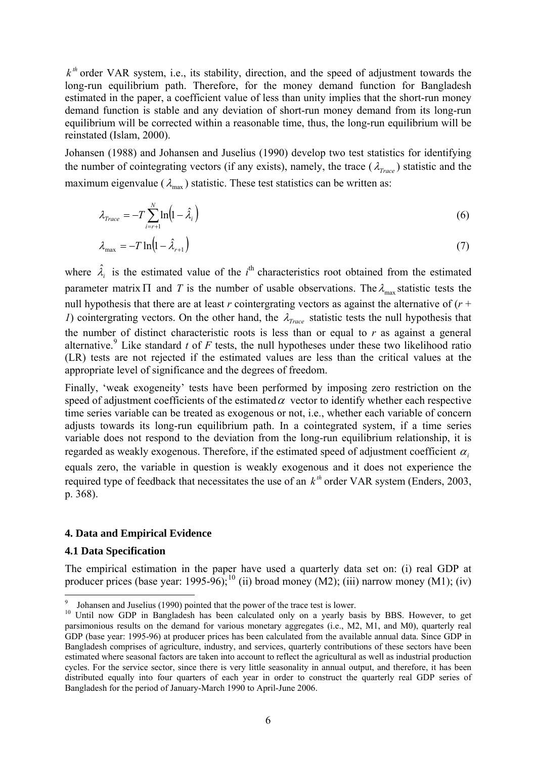$k^{th}$ order VAR system, i.e., its stability, direction, and the speed of adjustment towards the long-run equilibrium path. Therefore, for the money demand function for Bangladesh estimated in the paper, a coefficient value of less than unity implies that the short-run money demand function is stable and any deviation of short-run money demand from its long-run equilibrium will be corrected within a reasonable time, thus, the long-run equilibrium will be reinstated (Islam, 2000).

Johansen (1988) and Johansen and Juselius (1990) develop two test statistics for identifying the number of cointegrating vectors (if any exists), namely, the trace ($\lambda_{Trace}$) statistic and the maximum eigenvalue ($\lambda_{\max}$) statistic. These test statistics can be written as:

$$\lambda_{Trace} = -T \sum_{i=r+1}^{N} \ln\left(1 - \hat{\lambda}_i\right) \tag{6}$$

$$\lambda_{\max} = -T \ln\left(1 - \hat{\lambda}_{r+1}\right) \tag{7}$$

where $\hat{\lambda}_i$ is the estimated value of the $i^{th}$ characteristics root obtained from the estimated parameter matrix $\Pi$ and $T$ is the number of usable observations. The $\lambda_{\max}$ statistic tests the null hypothesis that there are at least $r$ cointergrating vectors as against the alternative of ($r + 1$) cointergrating vectors. On the other hand, the $\lambda_{Trace}$ statistic tests the null hypothesis that the number of distinct characteristic roots is less than or equal to $r$ as against a general alternative.[9] Like standard $t$ of $F$ tests, the null hypotheses under these two likelihood ratio (LR) tests are not rejected if the estimated values are less than the critical values at the appropriate level of significance and the degrees of freedom.

Finally, 'weak exogeneity' tests have been performed by imposing zero restriction on the speed of adjustment coefficients of the estimated $\alpha$ vector to identify whether each respective time series variable can be treated as exogenous or not, i.e., whether each variable of concern adjusts towards its long-run equilibrium path. In a cointegrated system, if a time series variable does not respond to the deviation from the long-run equilibrium relationship, it is regarded as weakly exogenous. Therefore, if the estimated speed of adjustment coefficient $\alpha_i$ equals zero, the variable in question is weakly exogenous and it does not experience the required type of feedback that necessitates the use of an $k^{th}$ order VAR system (Enders, 2003, p. 368).

## 4. Data and Empirical Evidence

### 4.1 Data Specification

The empirical estimation in the paper have used a quarterly data set on: (i) real GDP at producer prices (base year: 1995-96);[10] (ii) broad money (M2); (iii) narrow money (M1); (iv)

---

[9] Johansen and Juselius (1990) pointed that the power of the trace test is lower.

[10] Until now GDP in Bangladesh has been calculated only on a yearly basis by BBS. However, to get parsimonious results on the demand for various monetary aggregates (i.e., M2, M1, and M0), quarterly real GDP (base year: 1995-96) at producer prices has been calculated from the available annual data. Since GDP in Bangladesh comprises of agriculture, industry, and services, quarterly contributions of these sectors have been estimated where seasonal factors are taken into account to reflect the agricultural as well as industrial production cycles. For the service sector, since there is very little seasonality in annual output, and therefore, it has been distributed equally into four quarters of each year in order to construct the quarterly real GDP series of Bangladesh for the period of January-March 1990 to April-June 2006.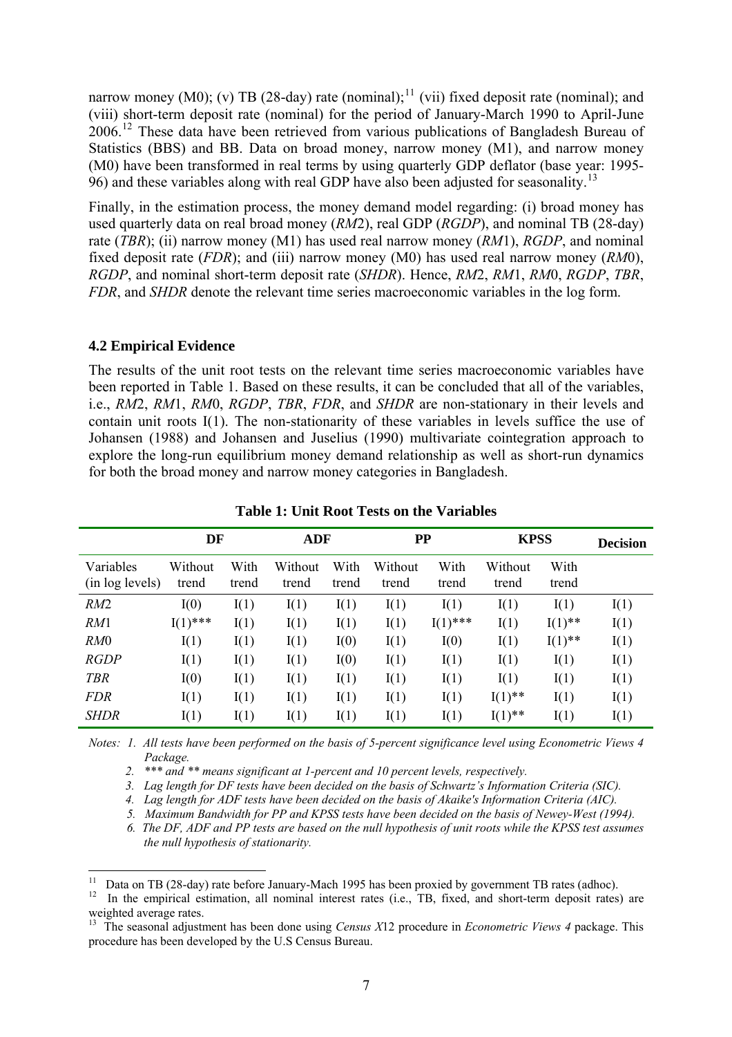narrow money (M0); (v) TB (28-day) rate (nominal);[11] (vii) fixed deposit rate (nominal); and (viii) short-term deposit rate (nominal) for the period of January-March 1990 to April-June 2006.[12] These data have been retrieved from various publications of Bangladesh Bureau of Statistics (BBS) and BB. Data on broad money, narrow money (M1), and narrow money (M0) have been transformed in real terms by using quarterly GDP deflator (base year: 1995-96) and these variables along with real GDP have also been adjusted for seasonality.[13]

Finally, in the estimation process, the money demand model regarding: (i) broad money has used quarterly data on real broad money (*RM*2), real GDP (*RGDP*), and nominal TB (28-day) rate (*TBR*); (ii) narrow money (M1) has used real narrow money (*RM*1), *RGDP*, and nominal fixed deposit rate (*FDR*); and (iii) narrow money (M0) has used real narrow money (*RM*0), *RGDP*, and nominal short-term deposit rate (*SHDR*). Hence, *RM*2, *RM*1, *RM*0, *RGDP*, *TBR*, *FDR*, and *SHDR* denote the relevant time series macroeconomic variables in the log form.

### 4.2 Empirical Evidence

The results of the unit root tests on the relevant time series macroeconomic variables have been reported in Table 1. Based on these results, it can be concluded that all of the variables, i.e., *RM*2, *RM*1, *RM*0, *RGDP*, *TBR*, *FDR*, and *SHDR* are non-stationary in their levels and contain unit roots I(1). The non-stationarity of these variables in levels suffice the use of Johansen (1988) and Johansen and Juselius (1990) multivariate cointegration approach to explore the long-run equilibrium money demand relationship as well as short-run dynamics for both the broad money and narrow money categories in Bangladesh.

**Table 1: Unit Root Tests on the Variables**

| | DF | | ADF | | PP | | KPSS | | Decision |
|---|---|---|---|---|---|---|---|---|---|
| Variables (in log levels) | Without trend | With trend | Without trend | With trend | Without trend | With trend | Without trend | With trend | |
| *RM*2 | I(0) | I(1) | I(1) | I(1) | I(1) | I(1) | I(1) | I(1) | I(1) |
| *RM*1 | I(1)*** | I(1) | I(1) | I(1) | I(1) | I(1)*** | I(1) | I(1)** | I(1) |
| *RM*0 | I(1) | I(1) | I(1) | I(0) | I(1) | I(0) | I(1) | I(1)** | I(1) |
| *RGDP* | I(1) | I(1) | I(1) | I(0) | I(1) | I(1) | I(1) | I(1) | I(1) |
| *TBR* | I(0) | I(1) | I(1) | I(1) | I(1) | I(1) | I(1) | I(1) | I(1) |
| *FDR* | I(1) | I(1) | I(1) | I(1) | I(1) | I(1) | I(1)** | I(1) | I(1) |
| *SHDR* | I(1) | I(1) | I(1) | I(1) | I(1) | I(1) | I(1)** | I(1) | I(1) |

*Notes: 1. All tests have been performed on the basis of 5-percent significance level using Econometric Views 4 Package.*

*2. *** and ** means significant at 1-percent and 10 percent levels, respectively.*

*3. Lag length for DF tests have been decided on the basis of Schwartz's Information Criteria (SIC).*

*4. Lag length for ADF tests have been decided on the basis of Akaike's Information Criteria (AIC).*

*5. Maximum Bandwidth for PP and KPSS tests have been decided on the basis of Newey-West (1994).*

*6. The DF, ADF and PP tests are based on the null hypothesis of unit roots while the KPSS test assumes the null hypothesis of stationarity.*

---

[11] Data on TB (28-day) rate before January-Mach 1995 has been proxied by government TB rates (adhoc).

[12] In the empirical estimation, all nominal interest rates (i.e., TB, fixed, and short-term deposit rates) are weighted average rates.

[13] The seasonal adjustment has been done using *Census X*12 procedure in *Econometric Views 4* package. This procedure has been developed by the U.S Census Bureau.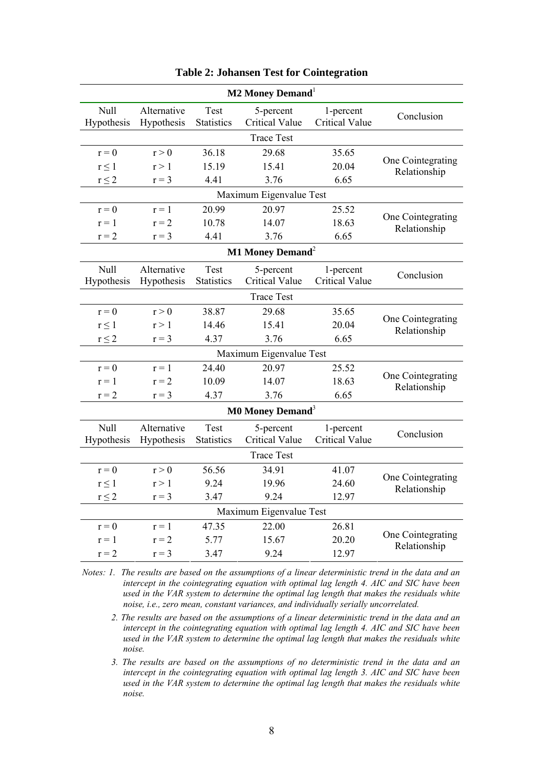**Table 2: Johansen Test for Cointegration**

| **M2 Money Demand**[1] | | | | | |
|---|---|---|---|---|---|
| Null Hypothesis | Alternative Hypothesis | Test Statistics | 5-percent Critical Value | 1-percent Critical Value | Conclusion |
| Trace Test | | | | | |
| $r = 0$ | $r > 0$ | 36.18 | 29.68 | 35.65 | One Cointegrating Relationship |
| $r \leq 1$ | $r > 1$ | 15.19 | 15.41 | 20.04 | |
| $r \leq 2$ | $r = 3$ | 4.41 | 3.76 | 6.65 | |
| Maximum Eigenvalue Test | | | | | |
| $r = 0$ | $r = 1$ | 20.99 | 20.97 | 25.52 | One Cointegrating Relationship |
| $r = 1$ | $r = 2$ | 10.78 | 14.07 | 18.63 | |
| $r = 2$ | $r = 3$ | 4.41 | 3.76 | 6.65 | |
| **M1 Money Demand**[2] | | | | | |
| Null Hypothesis | Alternative Hypothesis | Test Statistics | 5-percent Critical Value | 1-percent Critical Value | Conclusion |
| Trace Test | | | | | |
| $r = 0$ | $r > 0$ | 38.87 | 29.68 | 35.65 | One Cointegrating Relationship |
| $r \leq 1$ | $r > 1$ | 14.46 | 15.41 | 20.04 | |
| $r \leq 2$ | $r = 3$ | 4.37 | 3.76 | 6.65 | |
| Maximum Eigenvalue Test | | | | | |
| $r = 0$ | $r = 1$ | 24.40 | 20.97 | 25.52 | One Cointegrating Relationship |
| $r = 1$ | $r = 2$ | 10.09 | 14.07 | 18.63 | |
| $r = 2$ | $r = 3$ | 4.37 | 3.76 | 6.65 | |
| **M0 Money Demand**[3] | | | | | |
| Null Hypothesis | Alternative Hypothesis | Test Statistics | 5-percent Critical Value | 1-percent Critical Value | Conclusion |
| Trace Test | | | | | |
| $r = 0$ | $r > 0$ | 56.56 | 34.91 | 41.07 | One Cointegrating Relationship |
| $r \leq 1$ | $r > 1$ | 9.24 | 19.96 | 24.60 | |
| $r \leq 2$ | $r = 3$ | 3.47 | 9.24 | 12.97 | |
| Maximum Eigenvalue Test | | | | | |
| $r = 0$ | $r = 1$ | 47.35 | 22.00 | 26.81 | One Cointegrating Relationship |
| $r = 1$ | $r = 2$ | 5.77 | 15.67 | 20.20 | |
| $r = 2$ | $r = 3$ | 3.47 | 9.24 | 12.97 | |

*Notes: 1. The results are based on the assumptions of a linear deterministic trend in the data and an intercept in the cointegrating equation with optimal lag length 4. AIC and SIC have been used in the VAR system to determine the optimal lag length that makes the residuals white noise, i.e., zero mean, constant variances, and individually serially uncorrelated.*

*2. The results are based on the assumptions of a linear deterministic trend in the data and an intercept in the cointegrating equation with optimal lag length 4. AIC and SIC have been used in the VAR system to determine the optimal lag length that makes the residuals white noise.*

*3. The results are based on the assumptions of no deterministic trend in the data and an intercept in the cointegrating equation with optimal lag length 3. AIC and SIC have been used in the VAR system to determine the optimal lag length that makes the residuals white noise.*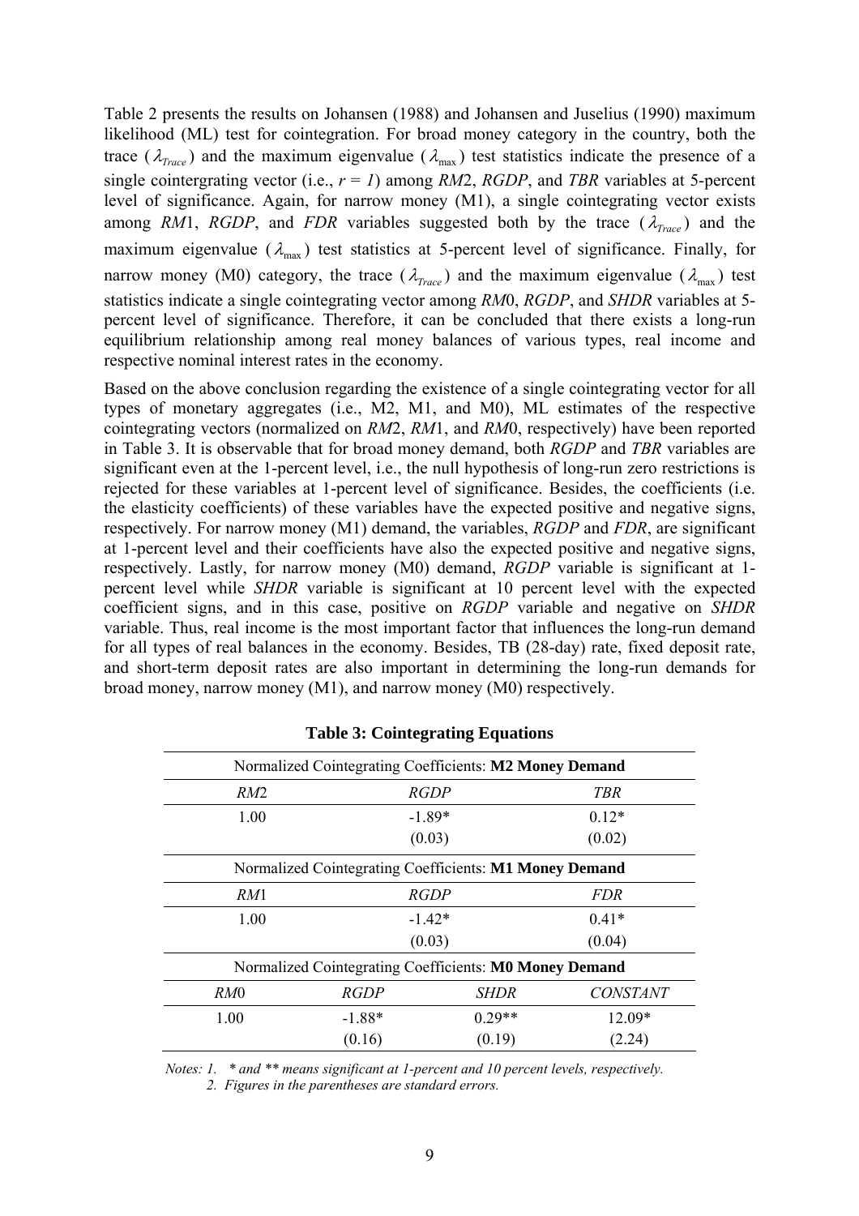Table 2 presents the results on Johansen (1988) and Johansen and Juselius (1990) maximum likelihood (ML) test for cointegration. For broad money category in the country, both the trace ($\lambda_{Trace}$) and the maximum eigenvalue ($\lambda_{\max}$) test statistics indicate the presence of a single cointergrating vector (i.e., $r = 1$) among *RM*2, *RGDP*, and *TBR* variables at 5-percent level of significance. Again, for narrow money (M1), a single cointegrating vector exists among *RM*1, *RGDP*, and *FDR* variables suggested both by the trace ($\lambda_{Trace}$) and the maximum eigenvalue ($\lambda_{\max}$) test statistics at 5-percent level of significance. Finally, for narrow money (M0) category, the trace ($\lambda_{Trace}$) and the maximum eigenvalue ($\lambda_{\max}$) test statistics indicate a single cointegrating vector among *RM*0, *RGDP*, and *SHDR* variables at 5-percent level of significance. Therefore, it can be concluded that there exists a long-run equilibrium relationship among real money balances of various types, real income and respective nominal interest rates in the economy.

Based on the above conclusion regarding the existence of a single cointegrating vector for all types of monetary aggregates (i.e., M2, M1, and M0), ML estimates of the respective cointegrating vectors (normalized on *RM*2, *RM*1, and *RM*0, respectively) have been reported in Table 3. It is observable that for broad money demand, both *RGDP* and *TBR* variables are significant even at the 1-percent level, i.e., the null hypothesis of long-run zero restrictions is rejected for these variables at 1-percent level of significance. Besides, the coefficients (i.e. the elasticity coefficients) of these variables have the expected positive and negative signs, respectively. For narrow money (M1) demand, the variables, *RGDP* and *FDR*, are significant at 1-percent level and their coefficients have also the expected positive and negative signs, respectively. Lastly, for narrow money (M0) demand, *RGDP* variable is significant at 1-percent level while *SHDR* variable is significant at 10 percent level with the expected coefficient signs, and in this case, positive on *RGDP* variable and negative on *SHDR* variable. Thus, real income is the most important factor that influences the long-run demand for all types of real balances in the economy. Besides, TB (28-day) rate, fixed deposit rate, and short-term deposit rates are also important in determining the long-run demands for broad money, narrow money (M1), and narrow money (M0) respectively.

**Table 3: Cointegrating Equations**

| Normalized Cointegrating Coefficients: **M2 Money Demand** | | |
|---|---|---|
| *RM*2 | *RGDP* | *TBR* |
| 1.00 | -1.89* | 0.12* |
| | (0.03) | (0.02) |

| Normalized Cointegrating Coefficients: **M1 Money Demand** | | |
|---|---|---|
| *RM*1 | *RGDP* | *FDR* |
| 1.00 | -1.42* | 0.41* |
| | (0.03) | (0.04) |

| Normalized Cointegrating Coefficients: **M0 Money Demand** | | | |
|---|---|---|---|
| *RM*0 | *RGDP* | *SHDR* | *CONSTANT* |
| 1.00 | -1.88* | 0.29** | 12.09* |
| | (0.16) | (0.19) | (2.24) |

*Notes: 1. * and ** means significant at 1-percent and 10 percent levels, respectively.*
*2. Figures in the parentheses are standard errors.*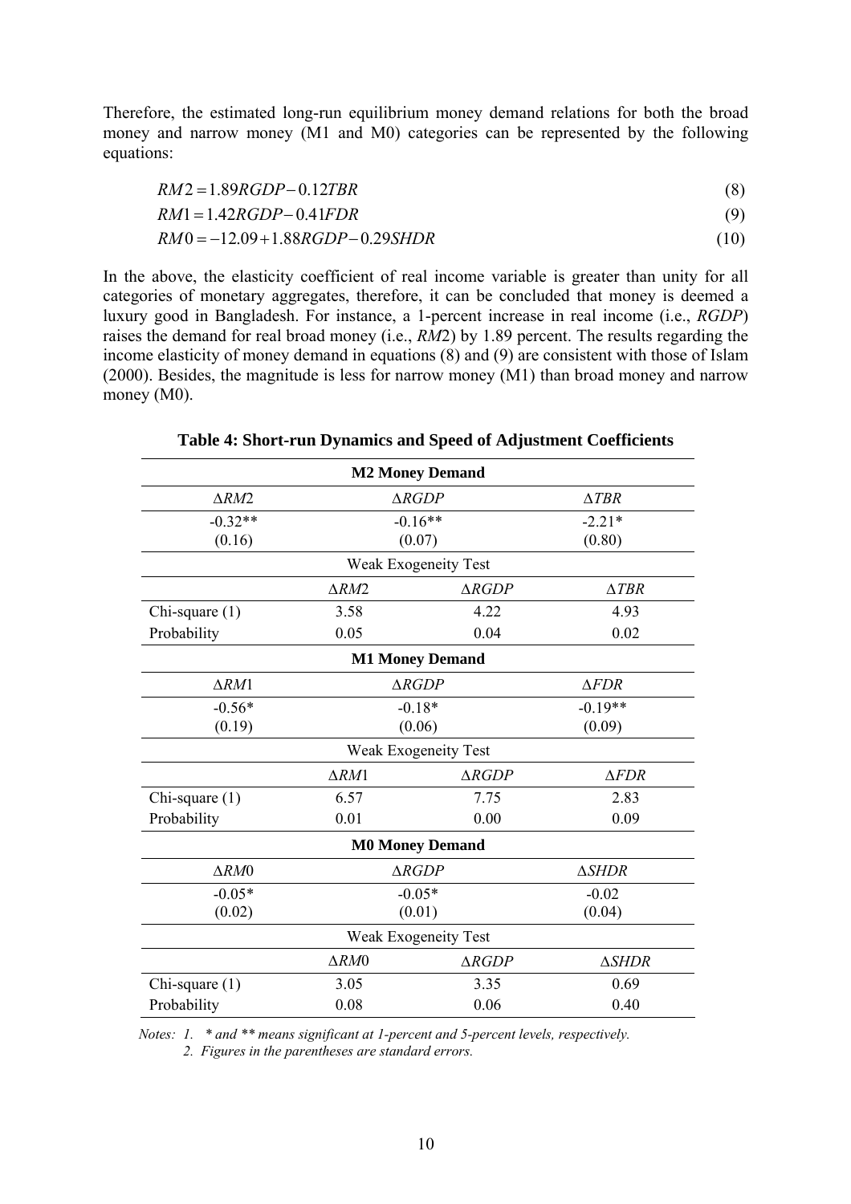Therefore, the estimated long-run equilibrium money demand relations for both the broad money and narrow money (M1 and M0) categories can be represented by the following equations:

$$RM2 = 1.89RGDP - 0.12TBR \quad (8)$$

$$RM1 = 1.42RGDP - 0.41FDR \quad (9)$$

$$RM0 = -12.09 + 1.88RGDP - 0.29SHDR \quad (10)$$

In the above, the elasticity coefficient of real income variable is greater than unity for all categories of monetary aggregates, therefore, it can be concluded that money is deemed a luxury good in Bangladesh. For instance, a 1-percent increase in real income (i.e., *RGDP*) raises the demand for real broad money (i.e., *RM*2) by 1.89 percent. The results regarding the income elasticity of money demand in equations (8) and (9) are consistent with those of Islam (2000). Besides, the magnitude is less for narrow money (M1) than broad money and narrow money (M0).

**Table 4: Short-run Dynamics and Speed of Adjustment Coefficients**

| | **M2 Money Demand** | | |
|---|---|---|---|
| $\Delta RM2$ | | $\Delta RGDP$ | $\Delta TBR$ |
| -0.32** (0.16) | | -0.16** (0.07) | -2.21* (0.80) |
| | Weak Exogeneity Test | | |
| | $\Delta RM2$ | $\Delta RGDP$ | $\Delta TBR$ |
| Chi-square (1) | 3.58 | 4.22 | 4.93 |
| Probability | 0.05 | 0.04 | 0.02 |
| | **M1 Money Demand** | | |
| $\Delta RM1$ | | $\Delta RGDP$ | $\Delta FDR$ |
| -0.56* (0.19) | | -0.18* (0.06) | -0.19** (0.09) |
| | Weak Exogeneity Test | | |
| | $\Delta RM1$ | $\Delta RGDP$ | $\Delta FDR$ |
| Chi-square (1) | 6.57 | 7.75 | 2.83 |
| Probability | 0.01 | 0.00 | 0.09 |
| | **M0 Money Demand** | | |
| $\Delta RM0$ | | $\Delta RGDP$ | $\Delta SHDR$ |
| -0.05* (0.02) | | -0.05* (0.01) | -0.02 (0.04) |
| | Weak Exogeneity Test | | |
| | $\Delta RM0$ | $\Delta RGDP$ | $\Delta SHDR$ |
| Chi-square (1) | 3.05 | 3.35 | 0.69 |
| Probability | 0.08 | 0.06 | 0.40 |

*Notes: 1. * and ** means significant at 1-percent and 5-percent levels, respectively.*
*2. Figures in the parentheses are standard errors.*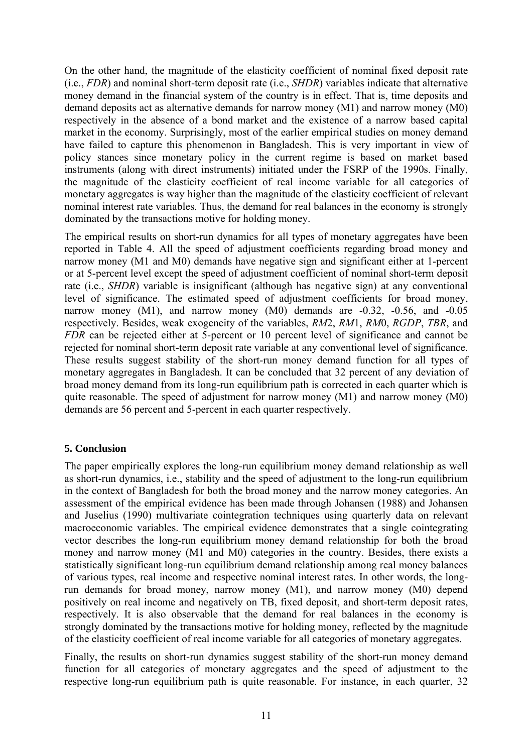On the other hand, the magnitude of the elasticity coefficient of nominal fixed deposit rate (i.e., *FDR*) and nominal short-term deposit rate (i.e., *SHDR*) variables indicate that alternative money demand in the financial system of the country is in effect. That is, time deposits and demand deposits act as alternative demands for narrow money (M1) and narrow money (M0) respectively in the absence of a bond market and the existence of a narrow based capital market in the economy. Surprisingly, most of the earlier empirical studies on money demand have failed to capture this phenomenon in Bangladesh. This is very important in view of policy stances since monetary policy in the current regime is based on market based instruments (along with direct instruments) initiated under the FSRP of the 1990s. Finally, the magnitude of the elasticity coefficient of real income variable for all categories of monetary aggregates is way higher than the magnitude of the elasticity coefficient of relevant nominal interest rate variables. Thus, the demand for real balances in the economy is strongly dominated by the transactions motive for holding money.

The empirical results on short-run dynamics for all types of monetary aggregates have been reported in Table 4. All the speed of adjustment coefficients regarding broad money and narrow money (M1 and M0) demands have negative sign and significant either at 1-percent or at 5-percent level except the speed of adjustment coefficient of nominal short-term deposit rate (i.e., *SHDR*) variable is insignificant (although has negative sign) at any conventional level of significance. The estimated speed of adjustment coefficients for broad money, narrow money (M1), and narrow money (M0) demands are -0.32, -0.56, and -0.05 respectively. Besides, weak exogeneity of the variables, *RM*2, *RM*1, *RM*0, *RGDP*, *TBR*, and *FDR* can be rejected either at 5-percent or 10 percent level of significance and cannot be rejected for nominal short-term deposit rate variable at any conventional level of significance. These results suggest stability of the short-run money demand function for all types of monetary aggregates in Bangladesh. It can be concluded that 32 percent of any deviation of broad money demand from its long-run equilibrium path is corrected in each quarter which is quite reasonable. The speed of adjustment for narrow money (M1) and narrow money (M0) demands are 56 percent and 5-percent in each quarter respectively.

## 5. Conclusion

The paper empirically explores the long-run equilibrium money demand relationship as well as short-run dynamics, i.e., stability and the speed of adjustment to the long-run equilibrium in the context of Bangladesh for both the broad money and the narrow money categories. An assessment of the empirical evidence has been made through Johansen (1988) and Johansen and Juselius (1990) multivariate cointegration techniques using quarterly data on relevant macroeconomic variables. The empirical evidence demonstrates that a single cointegrating vector describes the long-run equilibrium money demand relationship for both the broad money and narrow money (M1 and M0) categories in the country. Besides, there exists a statistically significant long-run equilibrium demand relationship among real money balances of various types, real income and respective nominal interest rates. In other words, the long-run demands for broad money, narrow money (M1), and narrow money (M0) depend positively on real income and negatively on TB, fixed deposit, and short-term deposit rates, respectively. It is also observable that the demand for real balances in the economy is strongly dominated by the transactions motive for holding money, reflected by the magnitude of the elasticity coefficient of real income variable for all categories of monetary aggregates.

Finally, the results on short-run dynamics suggest stability of the short-run money demand function for all categories of monetary aggregates and the speed of adjustment to the respective long-run equilibrium path is quite reasonable. For instance, in each quarter, 32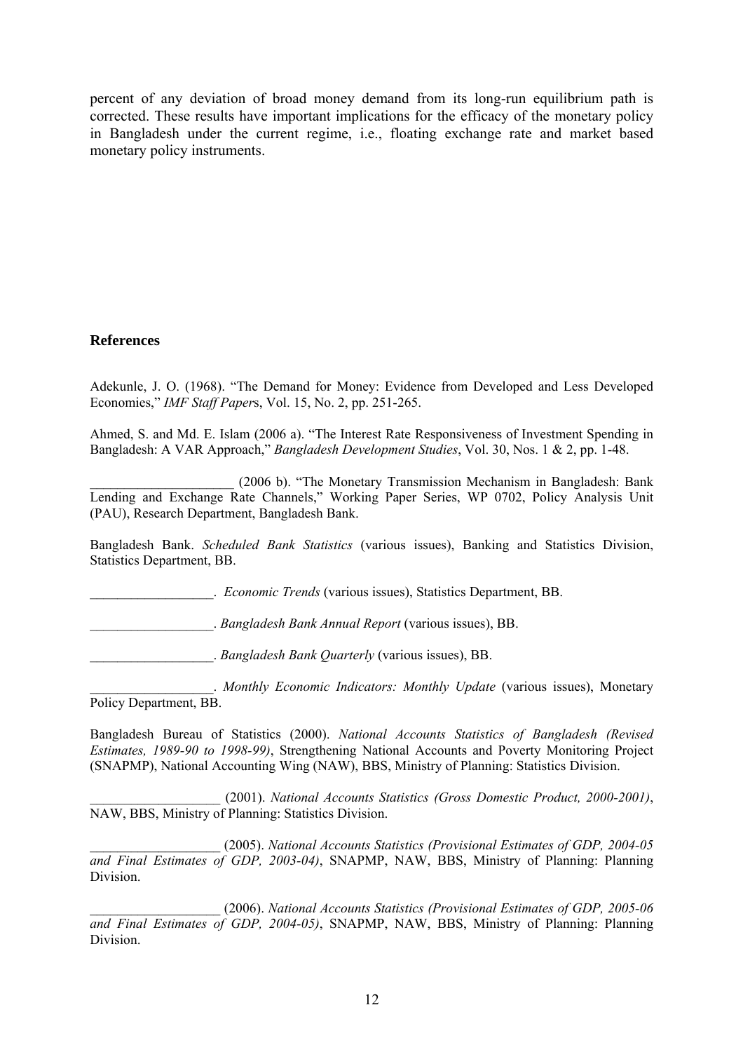percent of any deviation of broad money demand from its long-run equilibrium path is corrected. These results have important implications for the efficacy of the monetary policy in Bangladesh under the current regime, i.e., floating exchange rate and market based monetary policy instruments.

## References

Adekunle, J. O. (1968). "The Demand for Money: Evidence from Developed and Less Developed Economies," *IMF Staff Papers*, Vol. 15, No. 2, pp. 251-265.

Ahmed, S. and Md. E. Islam (2006 a). "The Interest Rate Responsiveness of Investment Spending in Bangladesh: A VAR Approach," *Bangladesh Development Studies*, Vol. 30, Nos. 1 & 2, pp. 1-48.

_____________________ (2006 b). "The Monetary Transmission Mechanism in Bangladesh: Bank Lending and Exchange Rate Channels," Working Paper Series, WP 0702, Policy Analysis Unit (PAU), Research Department, Bangladesh Bank.

Bangladesh Bank. *Scheduled Bank Statistics* (various issues), Banking and Statistics Division, Statistics Department, BB.

__________________. *Economic Trends* (various issues), Statistics Department, BB.

__________________. *Bangladesh Bank Annual Report* (various issues), BB.

__________________. *Bangladesh Bank Quarterly* (various issues), BB.

__________________. *Monthly Economic Indicators: Monthly Update* (various issues), Monetary Policy Department, BB.

Bangladesh Bureau of Statistics (2000). *National Accounts Statistics of Bangladesh (Revised Estimates, 1989-90 to 1998-99)*, Strengthening National Accounts and Poverty Monitoring Project (SNAPMP), National Accounting Wing (NAW), BBS, Ministry of Planning: Statistics Division.

___________________ (2001). *National Accounts Statistics (Gross Domestic Product, 2000-2001)*, NAW, BBS, Ministry of Planning: Statistics Division.

___________________ (2005). *National Accounts Statistics (Provisional Estimates of GDP, 2004-05 and Final Estimates of GDP, 2003-04)*, SNAPMP, NAW, BBS, Ministry of Planning: Planning Division.

___________________ (2006). *National Accounts Statistics (Provisional Estimates of GDP, 2005-06 and Final Estimates of GDP, 2004-05)*, SNAPMP, NAW, BBS, Ministry of Planning: Planning Division.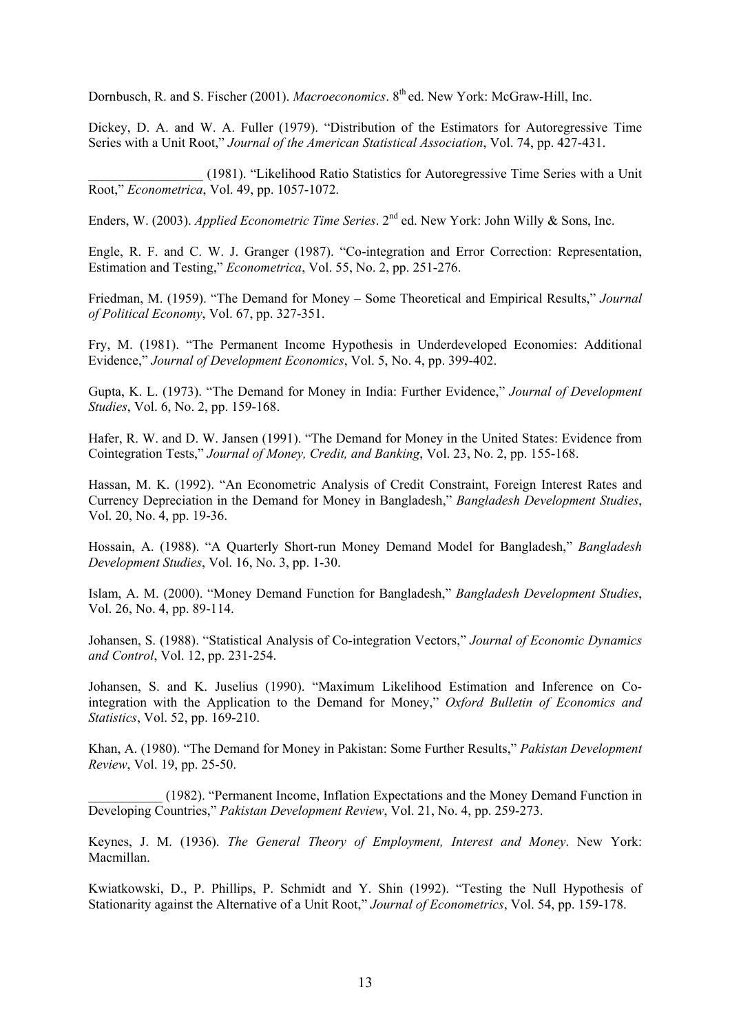Dornbusch, R. and S. Fischer (2001). *Macroeconomics*. 8th ed. New York: McGraw-Hill, Inc.

Dickey, D. A. and W. A. Fuller (1979). "Distribution of the Estimators for Autoregressive Time Series with a Unit Root," *Journal of the American Statistical Association*, Vol. 74, pp. 427-431.

_________________ (1981). "Likelihood Ratio Statistics for Autoregressive Time Series with a Unit Root," *Econometrica*, Vol. 49, pp. 1057-1072.

Enders, W. (2003). *Applied Econometric Time Series*. 2nd ed. New York: John Willy & Sons, Inc.

Engle, R. F. and C. W. J. Granger (1987). "Co-integration and Error Correction: Representation, Estimation and Testing," *Econometrica*, Vol. 55, No. 2, pp. 251-276.

Friedman, M. (1959). "The Demand for Money – Some Theoretical and Empirical Results," *Journal of Political Economy*, Vol. 67, pp. 327-351.

Fry, M. (1981). "The Permanent Income Hypothesis in Underdeveloped Economies: Additional Evidence," *Journal of Development Economics*, Vol. 5, No. 4, pp. 399-402.

Gupta, K. L. (1973). "The Demand for Money in India: Further Evidence," *Journal of Development Studies*, Vol. 6, No. 2, pp. 159-168.

Hafer, R. W. and D. W. Jansen (1991). "The Demand for Money in the United States: Evidence from Cointegration Tests," *Journal of Money, Credit, and Banking*, Vol. 23, No. 2, pp. 155-168.

Hassan, M. K. (1992). "An Econometric Analysis of Credit Constraint, Foreign Interest Rates and Currency Depreciation in the Demand for Money in Bangladesh," *Bangladesh Development Studies*, Vol. 20, No. 4, pp. 19-36.

Hossain, A. (1988). "A Quarterly Short-run Money Demand Model for Bangladesh," *Bangladesh Development Studies*, Vol. 16, No. 3, pp. 1-30.

Islam, A. M. (2000). "Money Demand Function for Bangladesh," *Bangladesh Development Studies*, Vol. 26, No. 4, pp. 89-114.

Johansen, S. (1988). "Statistical Analysis of Co-integration Vectors," *Journal of Economic Dynamics and Control*, Vol. 12, pp. 231-254.

Johansen, S. and K. Juselius (1990). "Maximum Likelihood Estimation and Inference on Co-integration with the Application to the Demand for Money," *Oxford Bulletin of Economics and Statistics*, Vol. 52, pp. 169-210.

Khan, A. (1980). "The Demand for Money in Pakistan: Some Further Results," *Pakistan Development Review*, Vol. 19, pp. 25-50.

___________ (1982). "Permanent Income, Inflation Expectations and the Money Demand Function in Developing Countries," *Pakistan Development Review*, Vol. 21, No. 4, pp. 259-273.

Keynes, J. M. (1936). *The General Theory of Employment, Interest and Money*. New York: Macmillan.

Kwiatkowski, D., P. Phillips, P. Schmidt and Y. Shin (1992). "Testing the Null Hypothesis of Stationarity against the Alternative of a Unit Root," *Journal of Econometrics*, Vol. 54, pp. 159-178.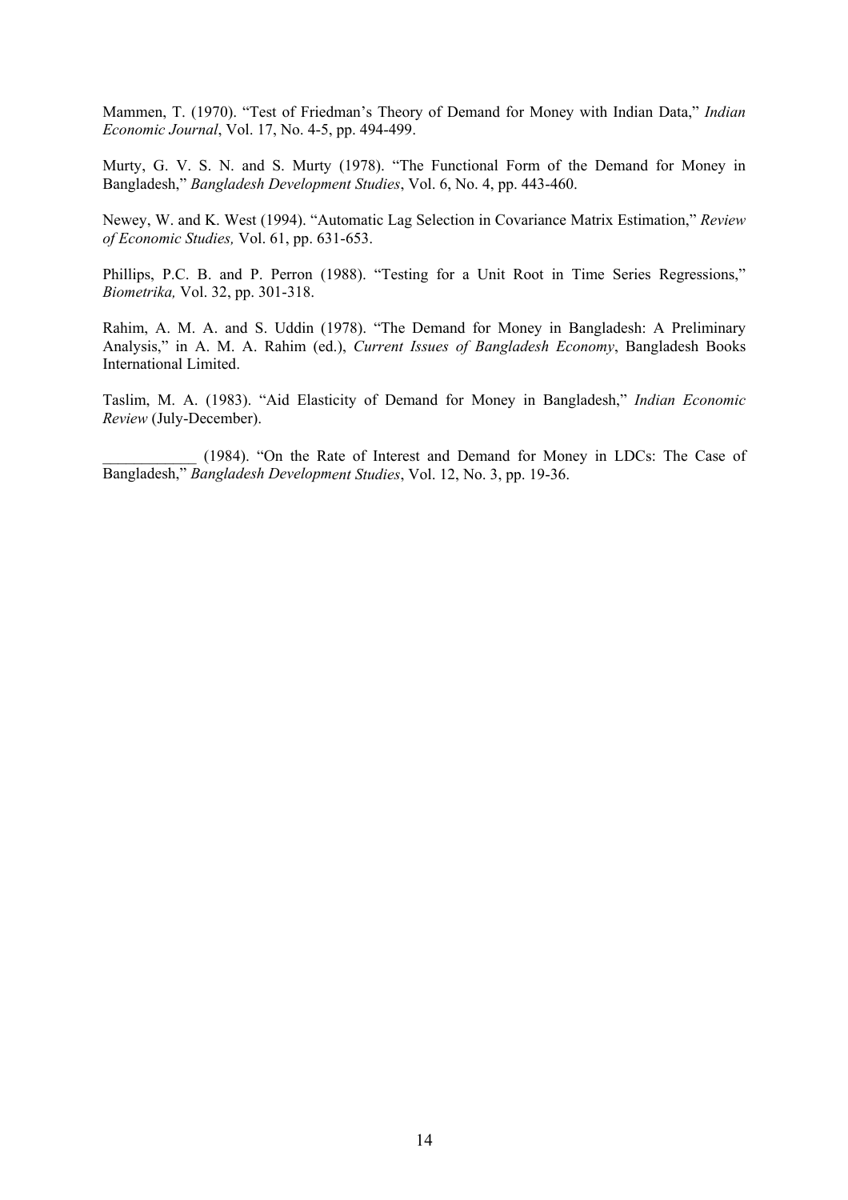Mammen, T. (1970). "Test of Friedman's Theory of Demand for Money with Indian Data," *Indian Economic Journal*, Vol. 17, No. 4-5, pp. 494-499.

Murty, G. V. S. N. and S. Murty (1978). "The Functional Form of the Demand for Money in Bangladesh," *Bangladesh Development Studies*, Vol. 6, No. 4, pp. 443-460.

Newey, W. and K. West (1994). "Automatic Lag Selection in Covariance Matrix Estimation," *Review of Economic Studies,* Vol. 61, pp. 631-653.

Phillips, P.C. B. and P. Perron (1988). "Testing for a Unit Root in Time Series Regressions," *Biometrika,* Vol. 32, pp. 301-318.

Rahim, A. M. A. and S. Uddin (1978). "The Demand for Money in Bangladesh: A Preliminary Analysis," in A. M. A. Rahim (ed.), *Current Issues of Bangladesh Economy*, Bangladesh Books International Limited.

Taslim, M. A. (1983). "Aid Elasticity of Demand for Money in Bangladesh," *Indian Economic Review* (July-December).

____________ (1984). "On the Rate of Interest and Demand for Money in LDCs: The Case of Bangladesh," *Bangladesh Development Studies*, Vol. 12, No. 3, pp. 19-36.